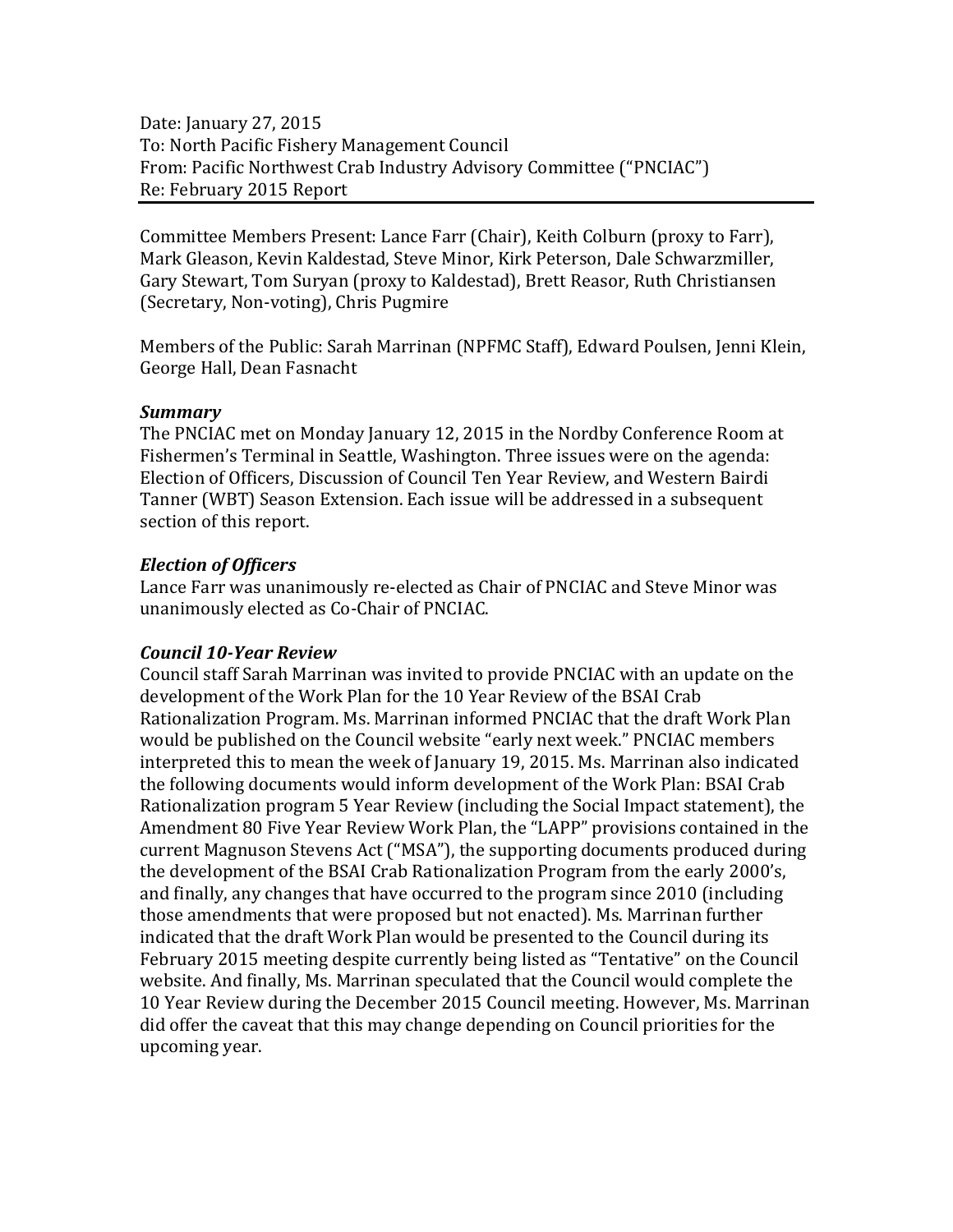Date: January 27, 2015
To: North Pacific Fishery Management Council
From: Pacific Northwest Crab Industry Advisory Committee ("PNCIAC")
Re: February 2015 Report

---

Committee Members Present: Lance Farr (Chair), Keith Colburn (proxy to Farr), Mark Gleason, Kevin Kaldestad, Steve Minor, Kirk Peterson, Dale Schwarzmiller, Gary Stewart, Tom Suryan (proxy to Kaldestad), Brett Reasor, Ruth Christiansen (Secretary, Non-voting), Chris Pugmire

Members of the Public: Sarah Marrinan (NPFMC Staff), Edward Poulsen, Jenni Klein, George Hall, Dean Fasnacht

***Summary***

The PNCIAC met on Monday January 12, 2015 in the Nordby Conference Room at Fishermen's Terminal in Seattle, Washington. Three issues were on the agenda: Election of Officers, Discussion of Council Ten Year Review, and Western Bairdi Tanner (WBT) Season Extension. Each issue will be addressed in a subsequent section of this report.

***Election of Officers***

Lance Farr was unanimously re-elected as Chair of PNCIAC and Steve Minor was unanimously elected as Co-Chair of PNCIAC.

***Council 10-Year Review***

Council staff Sarah Marrinan was invited to provide PNCIAC with an update on the development of the Work Plan for the 10 Year Review of the BSAI Crab Rationalization Program. Ms. Marrinan informed PNCIAC that the draft Work Plan would be published on the Council website "early next week." PNCIAC members interpreted this to mean the week of January 19, 2015. Ms. Marrinan also indicated the following documents would inform development of the Work Plan: BSAI Crab Rationalization program 5 Year Review (including the Social Impact statement), the Amendment 80 Five Year Review Work Plan, the "LAPP" provisions contained in the current Magnuson Stevens Act ("MSA"), the supporting documents produced during the development of the BSAI Crab Rationalization Program from the early 2000's, and finally, any changes that have occurred to the program since 2010 (including those amendments that were proposed but not enacted). Ms. Marrinan further indicated that the draft Work Plan would be presented to the Council during its February 2015 meeting despite currently being listed as "Tentative" on the Council website. And finally, Ms. Marrinan speculated that the Council would complete the 10 Year Review during the December 2015 Council meeting. However, Ms. Marrinan did offer the caveat that this may change depending on Council priorities for the upcoming year.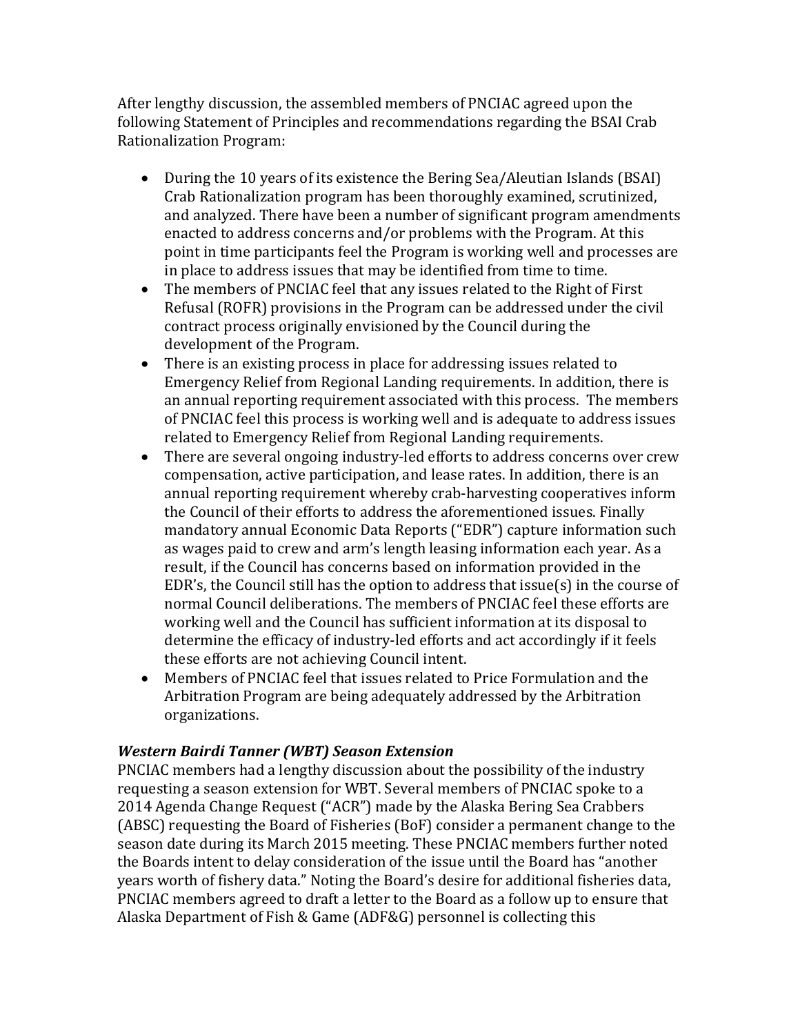After lengthy discussion, the assembled members of PNCIAC agreed upon the following Statement of Principles and recommendations regarding the BSAI Crab Rationalization Program:

- During the 10 years of its existence the Bering Sea/Aleutian Islands (BSAI) Crab Rationalization program has been thoroughly examined, scrutinized, and analyzed. There have been a number of significant program amendments enacted to address concerns and/or problems with the Program. At this point in time participants feel the Program is working well and processes are in place to address issues that may be identified from time to time.
- The members of PNCIAC feel that any issues related to the Right of First Refusal (ROFR) provisions in the Program can be addressed under the civil contract process originally envisioned by the Council during the development of the Program.
- There is an existing process in place for addressing issues related to Emergency Relief from Regional Landing requirements. In addition, there is an annual reporting requirement associated with this process. The members of PNCIAC feel this process is working well and is adequate to address issues related to Emergency Relief from Regional Landing requirements.
- There are several ongoing industry-led efforts to address concerns over crew compensation, active participation, and lease rates. In addition, there is an annual reporting requirement whereby crab-harvesting cooperatives inform the Council of their efforts to address the aforementioned issues. Finally mandatory annual Economic Data Reports ("EDR") capture information such as wages paid to crew and arm's length leasing information each year. As a result, if the Council has concerns based on information provided in the EDR's, the Council still has the option to address that issue(s) in the course of normal Council deliberations. The members of PNCIAC feel these efforts are working well and the Council has sufficient information at its disposal to determine the efficacy of industry-led efforts and act accordingly if it feels these efforts are not achieving Council intent.
- Members of PNCIAC feel that issues related to Price Formulation and the Arbitration Program are being adequately addressed by the Arbitration organizations.

### *Western Bairdi Tanner (WBT) Season Extension*

PNCIAC members had a lengthy discussion about the possibility of the industry requesting a season extension for WBT. Several members of PNCIAC spoke to a 2014 Agenda Change Request ("ACR") made by the Alaska Bering Sea Crabbers (ABSC) requesting the Board of Fisheries (BoF) consider a permanent change to the season date during its March 2015 meeting. These PNCIAC members further noted the Boards intent to delay consideration of the issue until the Board has "another years worth of fishery data." Noting the Board's desire for additional fisheries data, PNCIAC members agreed to draft a letter to the Board as a follow up to ensure that Alaska Department of Fish & Game (ADF&G) personnel is collecting this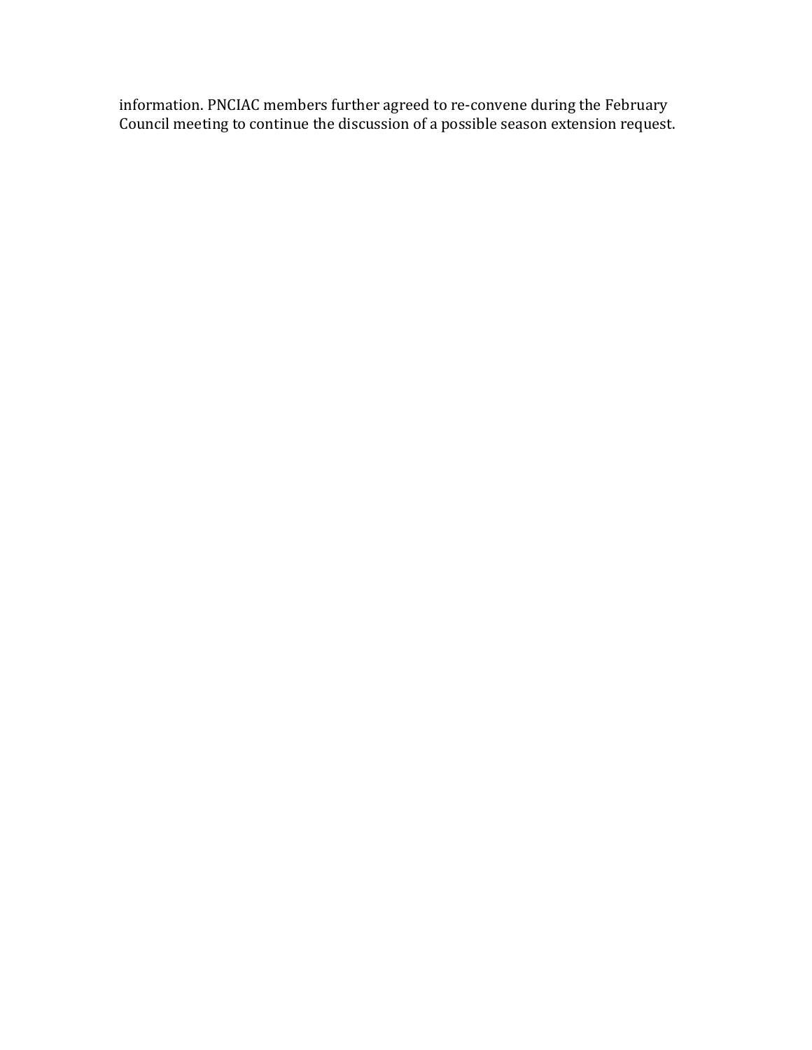information. PNCIAC members further agreed to re-convene during the February Council meeting to continue the discussion of a possible season extension request.